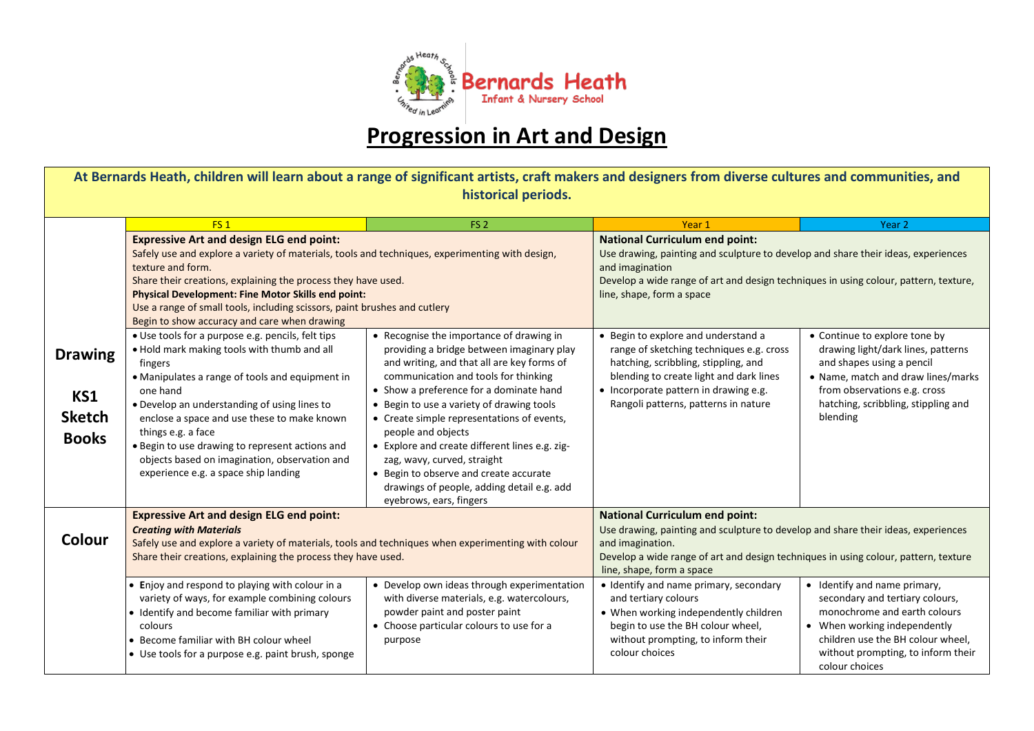Bernards Heath Infant & Nursery School

# Progression in Art and Design

**At Bernards Heath, children will learn about a range of significant artists, craft makers and designers from diverse cultures and communities, and historical periods.**

| | FS 1 | FS 2 | Year 1 | Year 2 |
|---|---|---|---|---|
| **Drawing KS1 Sketch Books** | **Expressive Art and design ELG end point:** Safely use and explore a variety of materials, tools and techniques, experimenting with design, texture and form. Share their creations, explaining the process they have used. **Physical Development: Fine Motor Skills end point:** Use a range of small tools, including scissors, paint brushes and cutlery Begin to show accuracy and care when drawing | | **National Curriculum end point:** Use drawing, painting and sculpture to develop and share their ideas, experiences and imagination Develop a wide range of art and design techniques in using colour, pattern, texture, line, shape, form a space | |
| | • Use tools for a purpose e.g. pencils, felt tips<br>• Hold mark making tools with thumb and all fingers<br>• Manipulates a range of tools and equipment in one hand<br>• Develop an understanding of using lines to enclose a space and use these to make known things e.g. a face<br>• Begin to use drawing to represent actions and objects based on imagination, observation and experience e.g. a space ship landing | • Recognise the importance of drawing in providing a bridge between imaginary play and writing, and that all are key forms of communication and tools for thinking<br>• Show a preference for a dominate hand<br>• Begin to use a variety of drawing tools<br>• Create simple representations of events, people and objects<br>• Explore and create different lines e.g. zig-zag, wavy, curved, straight<br>• Begin to observe and create accurate drawings of people, adding detail e.g. add eyebrows, ears, fingers | • Begin to explore and understand a range of sketching techniques e.g. cross hatching, scribbling, stippling, and blending to create light and dark lines<br>• Incorporate pattern in drawing e.g. Rangoli patterns, patterns in nature | • Continue to explore tone by drawing light/dark lines, patterns and shapes using a pencil<br>• Name, match and draw lines/marks from observations e.g. cross hatching, scribbling, stippling and blending |
| **Colour** | **Expressive Art and design ELG end point:** ***Creating with Materials*** Safely use and explore a variety of materials, tools and techniques when experimenting with colour Share their creations, explaining the process they have used. | | **National Curriculum end point:** Use drawing, painting and sculpture to develop and share their ideas, experiences and imagination. Develop a wide range of art and design techniques in using colour, pattern, texture line, shape, form a space | |
| | • Enjoy and respond to playing with colour in a variety of ways, for example combining colours<br>• Identify and become familiar with primary colours<br>• Become familiar with BH colour wheel<br>• Use tools for a purpose e.g. paint brush, sponge | • Develop own ideas through experimentation with diverse materials, e.g. watercolours, powder paint and poster paint<br>• Choose particular colours to use for a purpose | • Identify and name primary, secondary and tertiary colours<br>• When working independently children begin to use the BH colour wheel, without prompting, to inform their colour choices | • Identify and name primary, secondary and tertiary colours, monochrome and earth colours<br>• When working independently children use the BH colour wheel, without prompting, to inform their colour choices |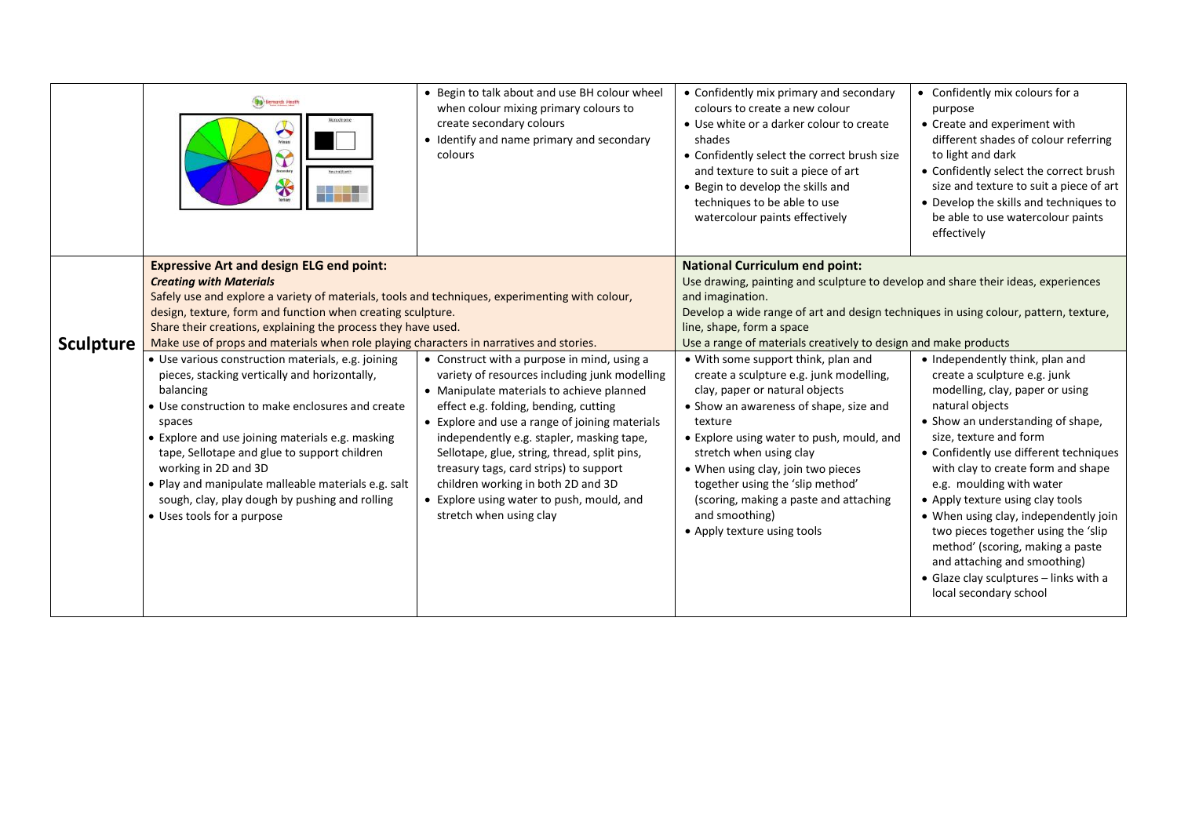| | | | | |
|---|---|---|---|---|
| | Bernards Heath<br>Monochrome<br>Primary<br>Secondary<br>Neutral/Earth<br>Tertiary | • Begin to talk about and use BH colour wheel when colour mixing primary colours to create secondary colours<br>• Identify and name primary and secondary colours | • Confidently mix primary and secondary colours to create a new colour<br>• Use white or a darker colour to create shades<br>• Confidently select the correct brush size and texture to suit a piece of art<br>• Begin to develop the skills and techniques to be able to use watercolour paints effectively | • Confidently mix colours for a purpose<br>• Create and experiment with different shades of colour referring to light and dark<br>• Confidently select the correct brush size and texture to suit a piece of art<br>• Develop the skills and techniques to be able to use watercolour paints effectively |
| **Sculpture** | **Expressive Art and design ELG end point:**<br>***Creating with Materials***<br>Safely use and explore a variety of materials, tools and techniques, experimenting with colour, design, texture, form and function when creating sculpture.<br>Share their creations, explaining the process they have used.<br>Make use of props and materials when role playing characters in narratives and stories. | | **National Curriculum end point:**<br>Use drawing, painting and sculpture to develop and share their ideas, experiences and imagination.<br>Develop a wide range of art and design techniques in using colour, pattern, texture, line, shape, form a space<br>Use a range of materials creatively to design and make products | |
| | • Use various construction materials, e.g. joining pieces, stacking vertically and horizontally, balancing<br>• Use construction to make enclosures and create spaces<br>• Explore and use joining materials e.g. masking tape, Sellotape and glue to support children working in 2D and 3D<br>• Play and manipulate malleable materials e.g. salt sough, clay, play dough by pushing and rolling<br>• Uses tools for a purpose | • Construct with a purpose in mind, using a variety of resources including junk modelling<br>• Manipulate materials to achieve planned effect e.g. folding, bending, cutting<br>• Explore and use a range of joining materials independently e.g. stapler, masking tape, Sellotape, glue, string, thread, split pins, treasury tags, card strips) to support children working in both 2D and 3D<br>• Explore using water to push, mould, and stretch when using clay | • With some support think, plan and create a sculpture e.g. junk modelling, clay, paper or natural objects<br>• Show an awareness of shape, size and texture<br>• Explore using water to push, mould, and stretch when using clay<br>• When using clay, join two pieces together using the 'slip method' (scoring, making a paste and attaching and smoothing)<br>• Apply texture using tools | • Independently think, plan and create a sculpture e.g. junk modelling, clay, paper or using natural objects<br>• Show an understanding of shape, size, texture and form<br>• Confidently use different techniques with clay to create form and shape e.g. moulding with water<br>• Apply texture using clay tools<br>• When using clay, independently join two pieces together using the 'slip method' (scoring, making a paste and attaching and smoothing)<br>• Glaze clay sculptures – links with a local secondary school |